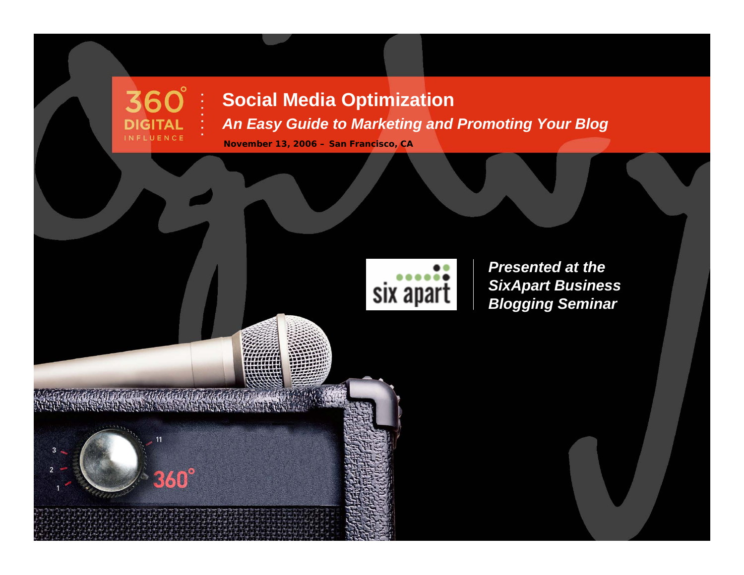360° DIGITAL INFLUENCE

# Social Media Optimization

## *An Easy Guide to Marketing and Promoting Your Blog*

**November 13, 2006 – San Francisco, CA**

six apart

***Presented at the SixApart Business Blogging Seminar***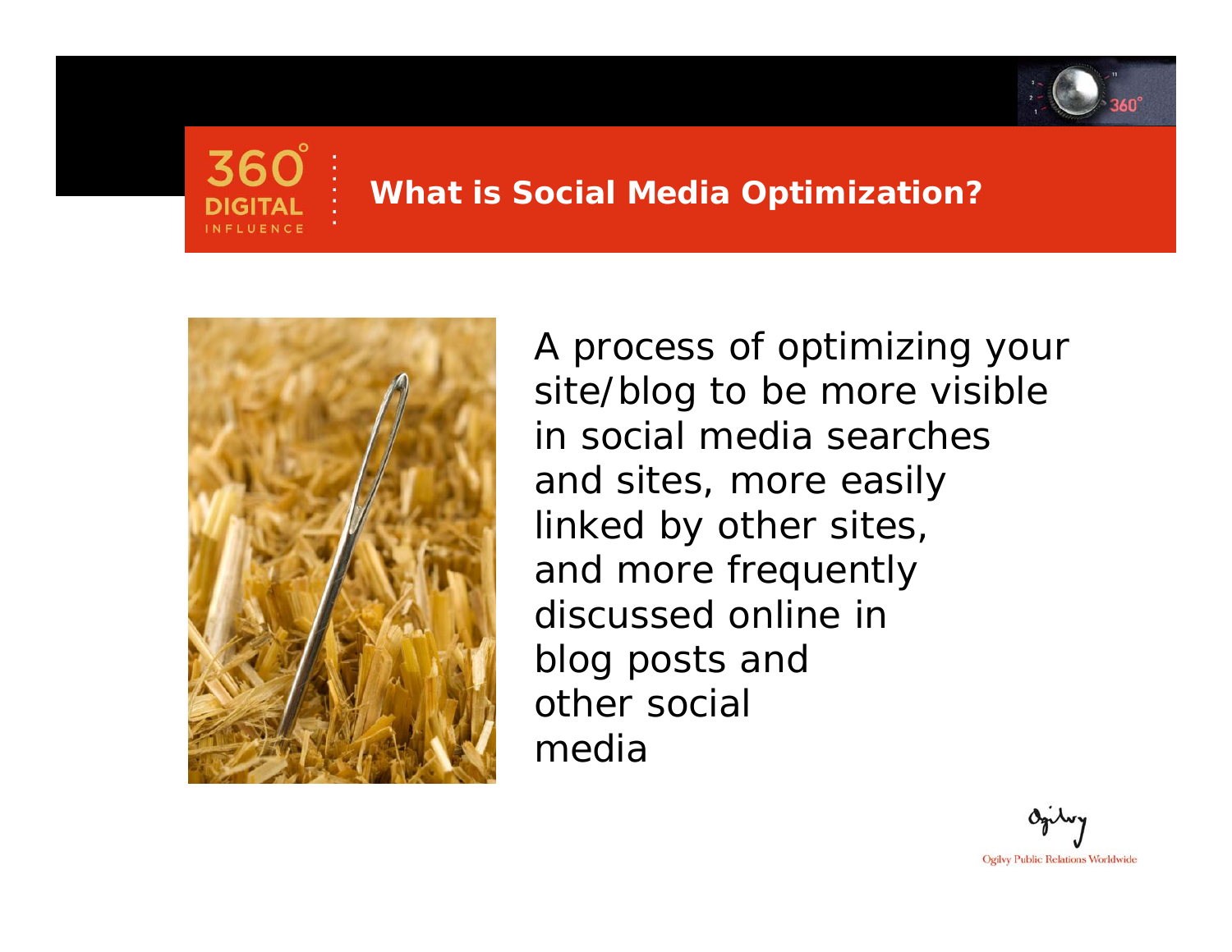# What is Social Media Optimization?

A process of optimizing your site/blog to be more visible in social media searches and sites, more easily linked by other sites, and more frequently discussed online in blog posts and other social media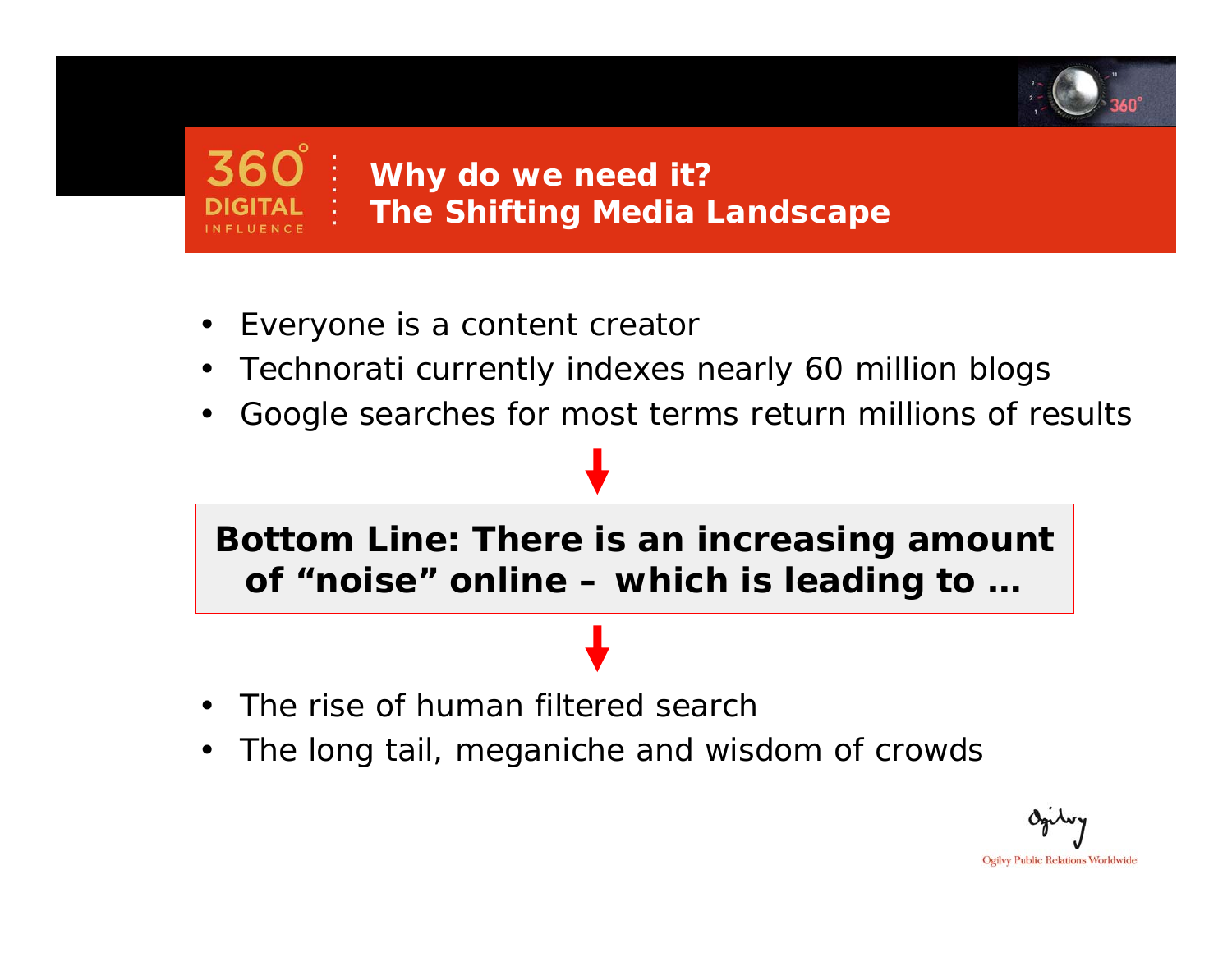## Why do we need it?
## The Shifting Media Landscape

- Everyone is a content creator
- Technorati currently indexes nearly 60 million blogs
- Google searches for most terms return millions of results

**Bottom Line: There is an increasing amount of "noise" online – which is leading to …**

- The rise of human filtered search
- The long tail, meganiche and wisdom of crowds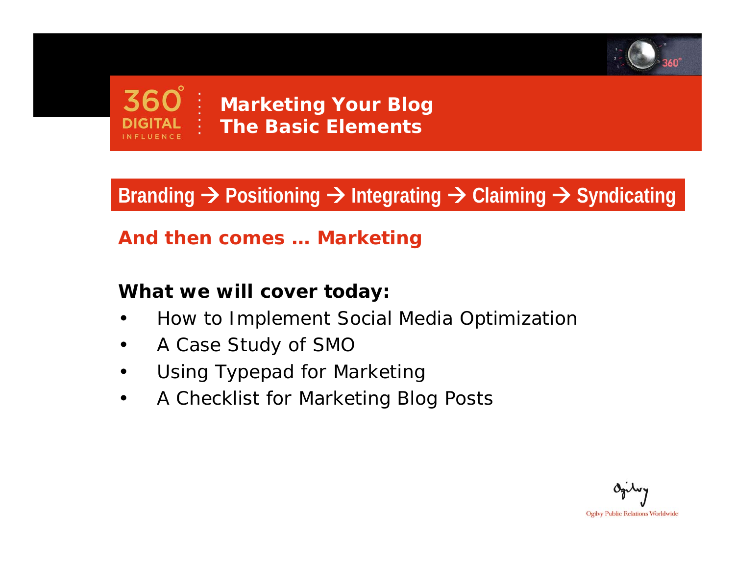# Marketing Your Blog
## The Basic Elements

**Branding → Positioning → Integrating → Claiming → Syndicating**

**And then comes … Marketing**

**What we will cover today:**

- How to Implement Social Media Optimization
- A Case Study of SMO
- Using Typepad for Marketing
- A Checklist for Marketing Blog Posts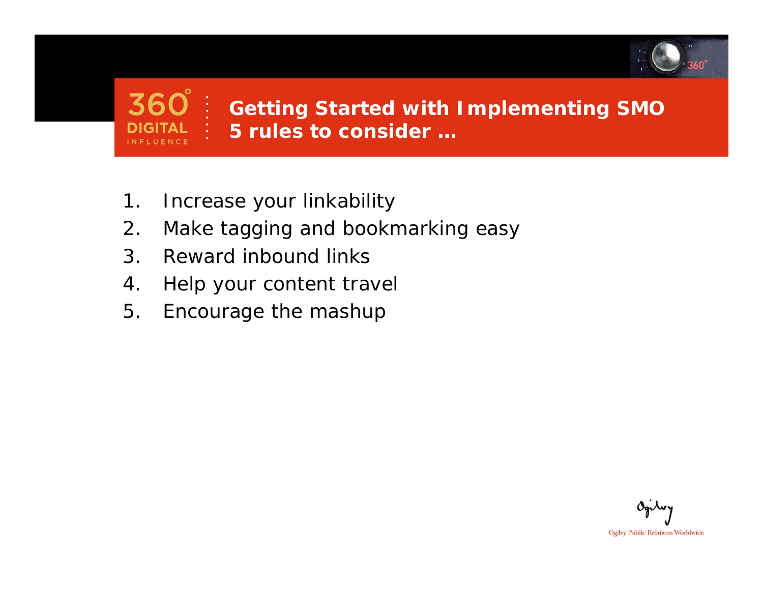## Getting Started with Implementing SMO
## 5 rules to consider …

1. Increase your linkability
2. Make tagging and bookmarking easy
3. Reward inbound links
4. Help your content travel
5. Encourage the mashup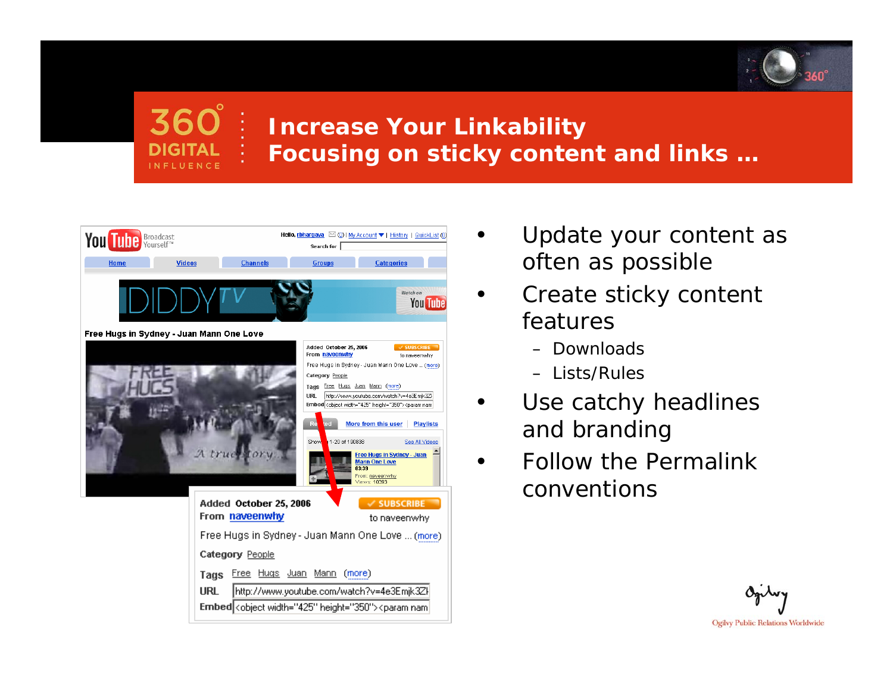## Increase Your Linkability
## Focusing on sticky content and links …

- Update your content as often as possible
- Create sticky content features
  - Downloads
  - Lists/Rules
- Use catchy headlines and branding
- Follow the Permalink conventions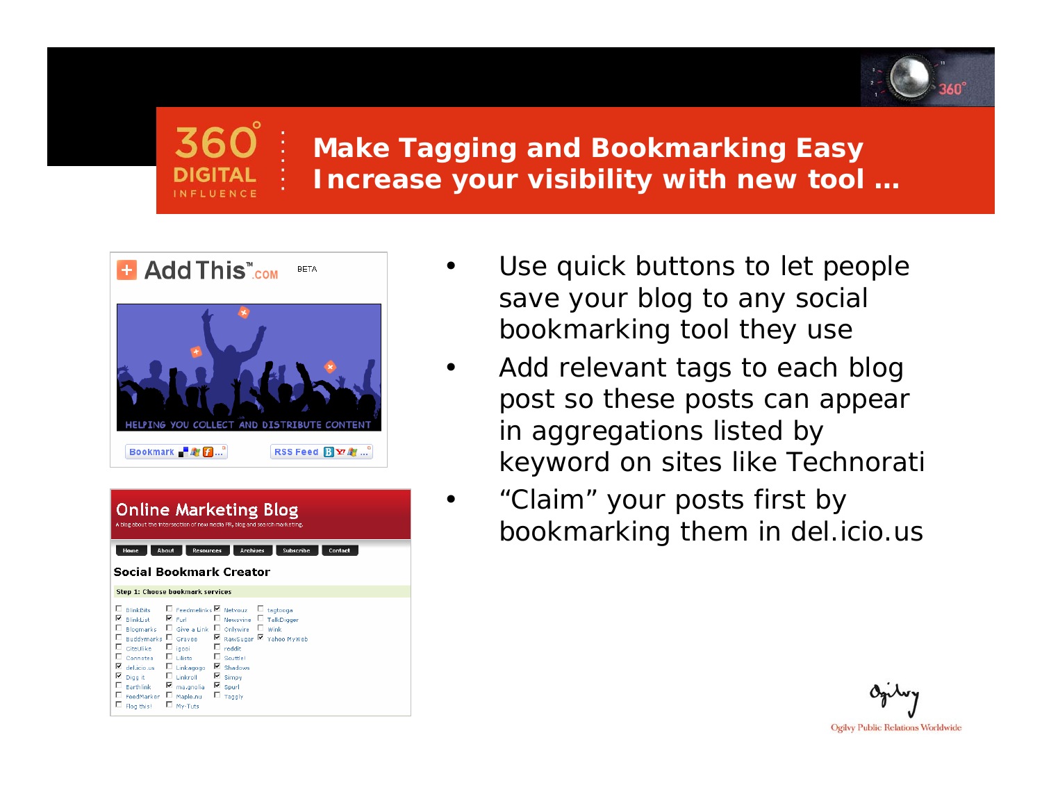# Make Tagging and Bookmarking Easy
## Increase your visibility with new tool …

- Use quick buttons to let people save your blog to any social bookmarking tool they use
- Add relevant tags to each blog post so these posts can appear in aggregations listed by keyword on sites like Technorati
- “Claim” your posts first by bookmarking them in del.icio.us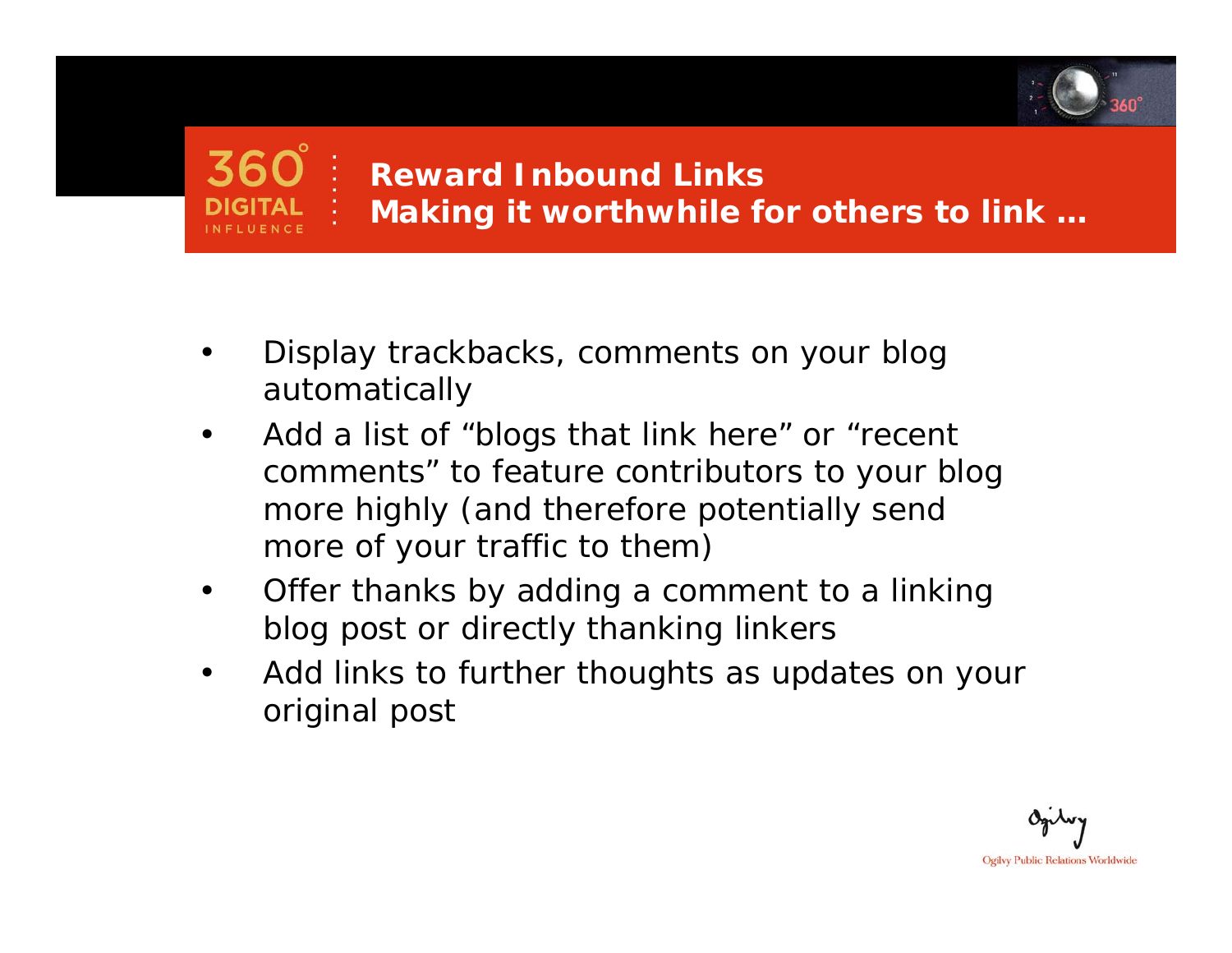## Reward Inbound Links
## Making it worthwhile for others to link …

- Display trackbacks, comments on your blog automatically
- Add a list of “blogs that link here” or “recent comments” to feature contributors to your blog more highly (and therefore potentially send more of your traffic to them)
- Offer thanks by adding a comment to a linking blog post or directly thanking linkers
- Add links to further thoughts as updates on your original post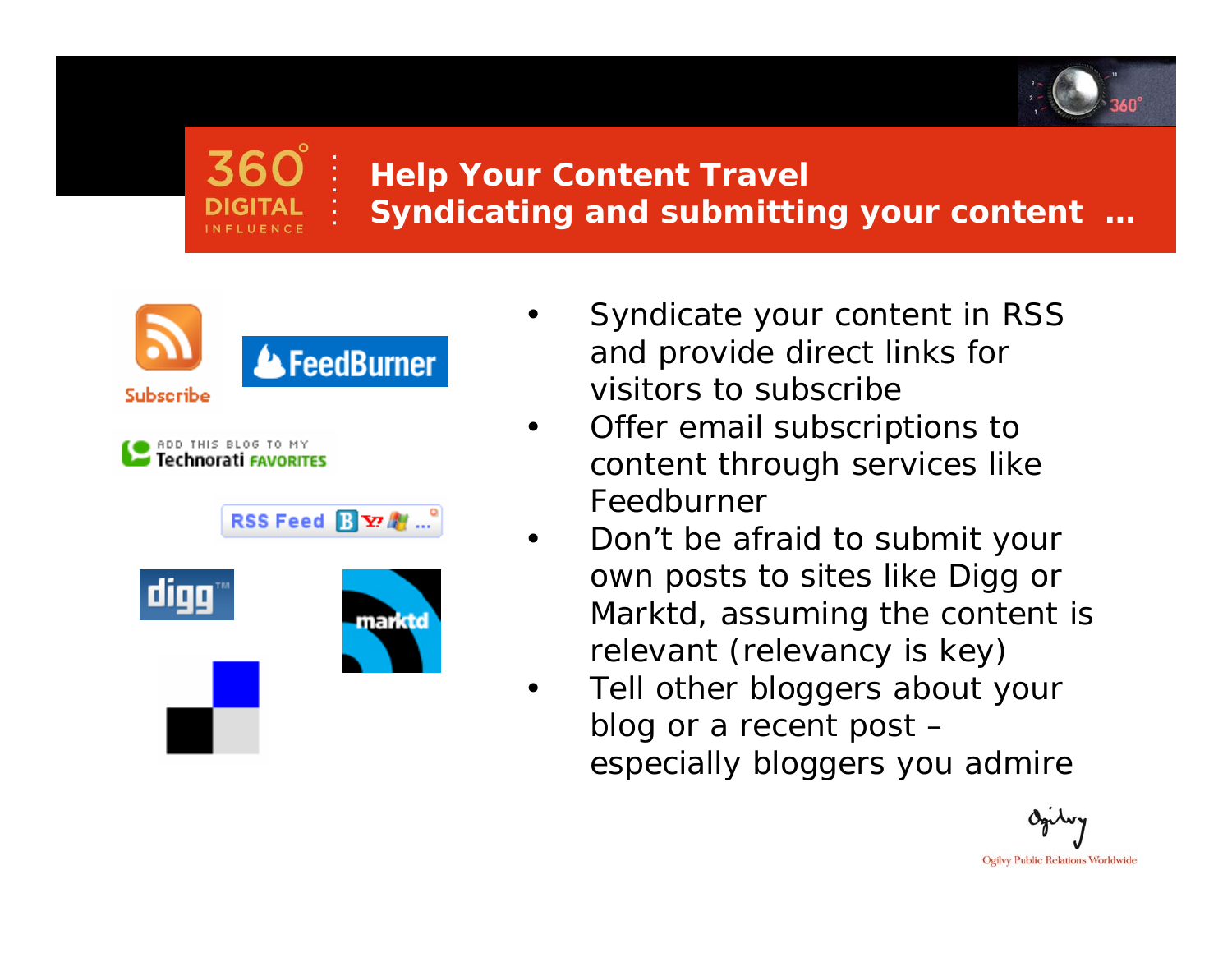# Help Your Content Travel

## Syndicating and submitting your content …

- Syndicate your content in RSS and provide direct links for visitors to subscribe
- Offer email subscriptions to content through services like Feedburner
- Don’t be afraid to submit your own posts to sites like Digg or Marktd, assuming the content is relevant (relevancy is key)
- Tell other bloggers about your blog or a recent post – especially bloggers you admire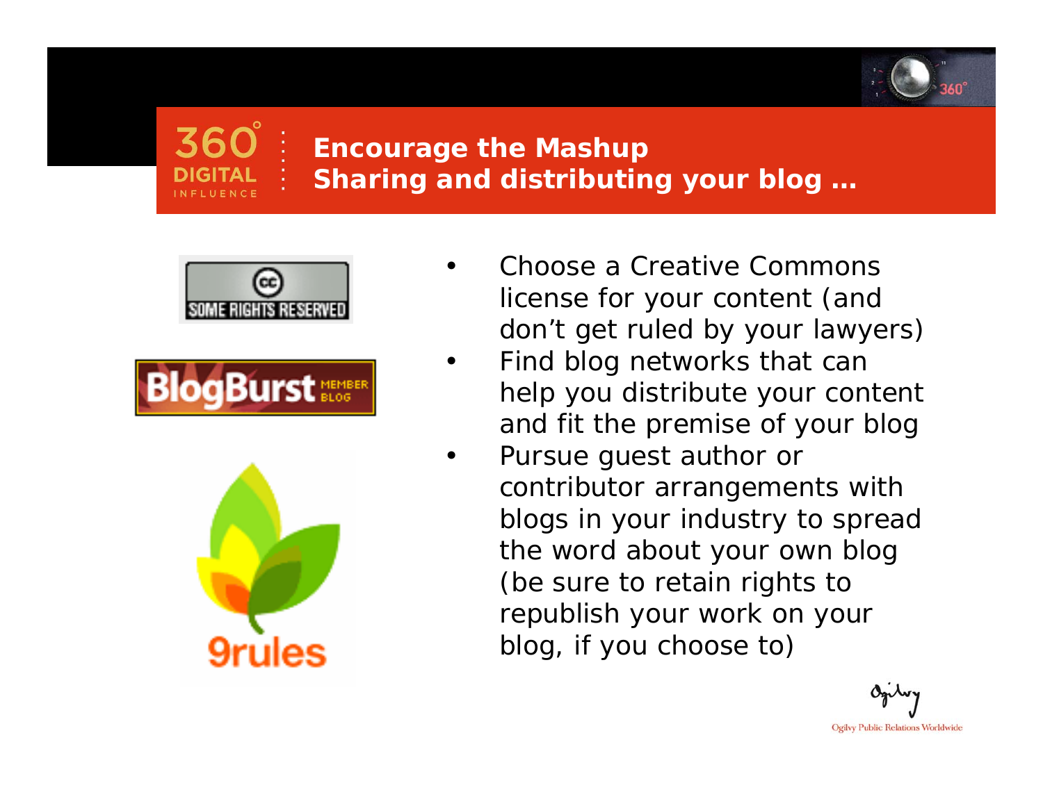# Encourage the Mashup
## Sharing and distributing your blog …

- Choose a Creative Commons license for your content (and don't get ruled by your lawyers)
- Find blog networks that can help you distribute your content and fit the premise of your blog
- Pursue guest author or contributor arrangements with blogs in your industry to spread the word about your own blog (be sure to retain rights to republish your work on your blog, if you choose to)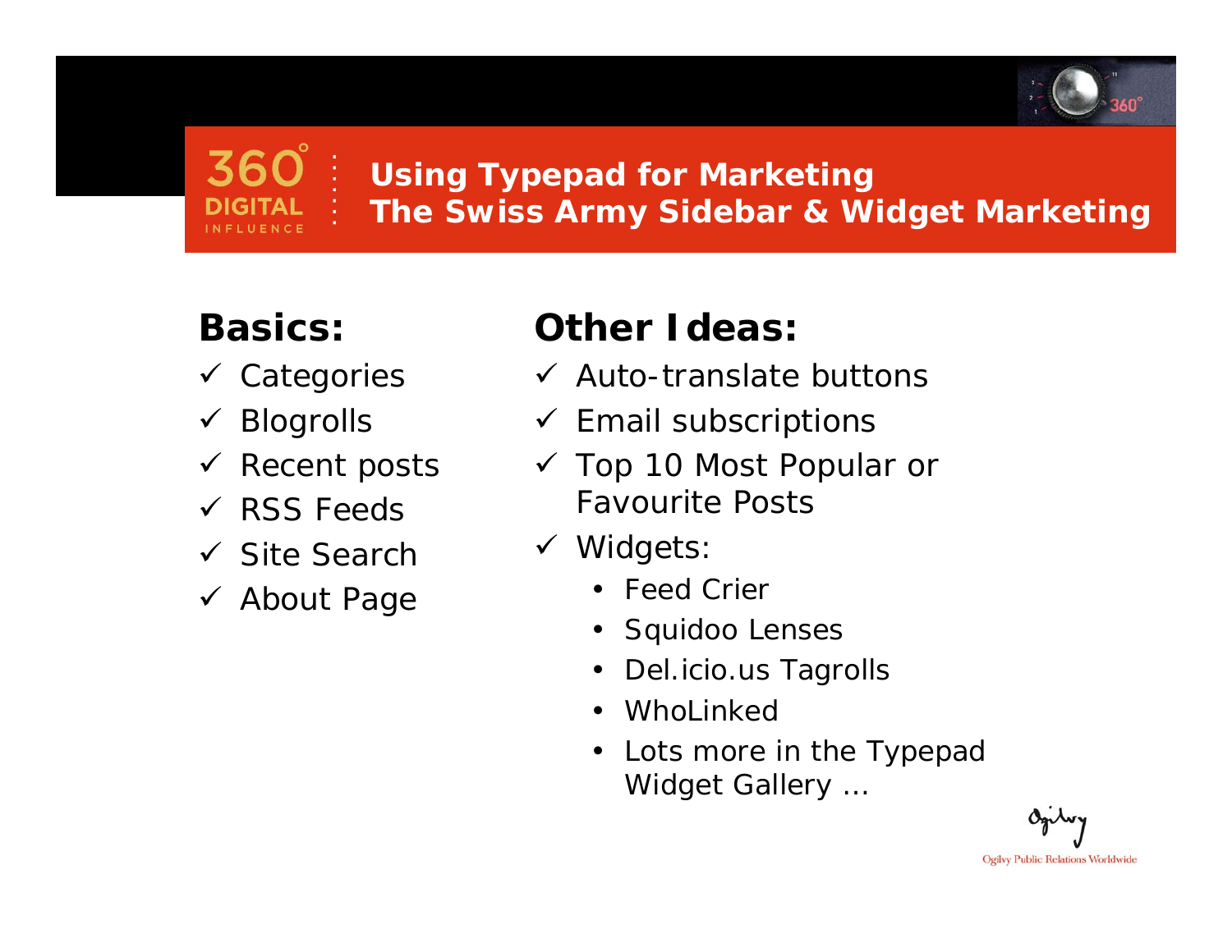# Using Typepad for Marketing
## The Swiss Army Sidebar & Widget Marketing

**Basics:**

- ✓ Categories
- ✓ Blogrolls
- ✓ Recent posts
- ✓ RSS Feeds
- ✓ Site Search
- ✓ About Page

**Other Ideas:**

- ✓ Auto-translate buttons
- ✓ Email subscriptions
- ✓ Top 10 Most Popular or Favourite Posts
- ✓ Widgets:
  - Feed Crier
  - Squidoo Lenses
  - Del.icio.us Tagrolls
  - WhoLinked
  - Lots more in the Typepad Widget Gallery …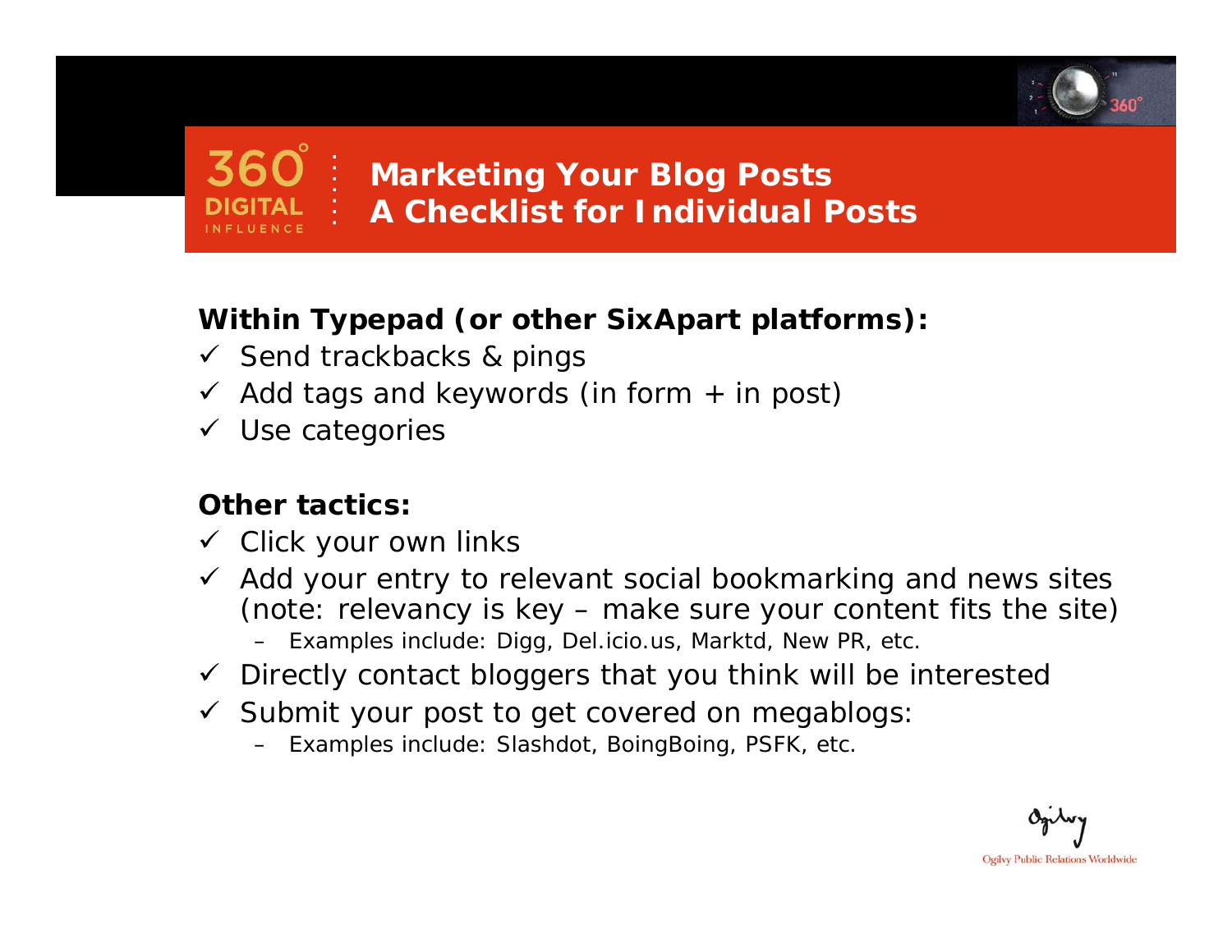# Marketing Your Blog Posts
## A Checklist for Individual Posts

**Within Typepad (or other SixApart platforms):**

- ✓ Send trackbacks & pings
- ✓ Add tags and keywords (in form + in post)
- ✓ Use categories

**Other tactics:**

- ✓ Click your own links
- ✓ Add your entry to relevant social bookmarking and news sites (note: relevancy is key – make sure your content fits the site)
  - Examples include: Digg, Del.icio.us, Marktd, New PR, etc.
- ✓ Directly contact bloggers that you think will be interested
- ✓ Submit your post to get covered on megablogs:
  - Examples include: Slashdot, BoingBoing, PSFK, etc.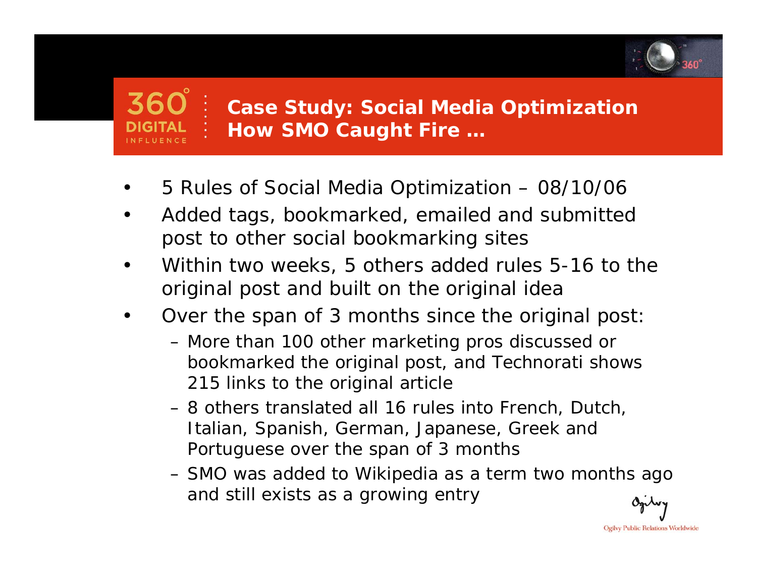## Case Study: Social Media Optimization
## How SMO Caught Fire …

- 5 Rules of Social Media Optimization – 08/10/06
- Added tags, bookmarked, emailed and submitted post to other social bookmarking sites
- Within two weeks, 5 others added rules 5-16 to the original post and built on the original idea
- Over the span of 3 months since the original post:
  - More than 100 other marketing pros discussed or bookmarked the original post, and Technorati shows 215 links to the original article
  - 8 others translated all 16 rules into French, Dutch, Italian, Spanish, German, Japanese, Greek and Portuguese over the span of 3 months
  - SMO was added to Wikipedia as a term two months ago and still exists as a growing entry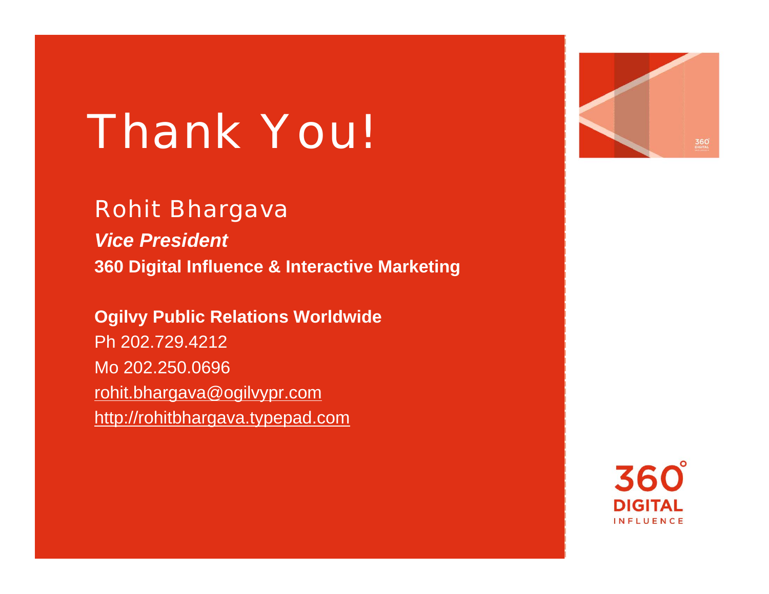# Thank You!

Rohit Bhargava

***Vice President***

**360 Digital Influence & Interactive Marketing**

**Ogilvy Public Relations Worldwide**

Ph 202.729.4212

Mo 202.250.0696

rohit.bhargava@ogilvypr.com

http://rohitbhargava.typepad.com

360° DIGITAL INFLUENCE